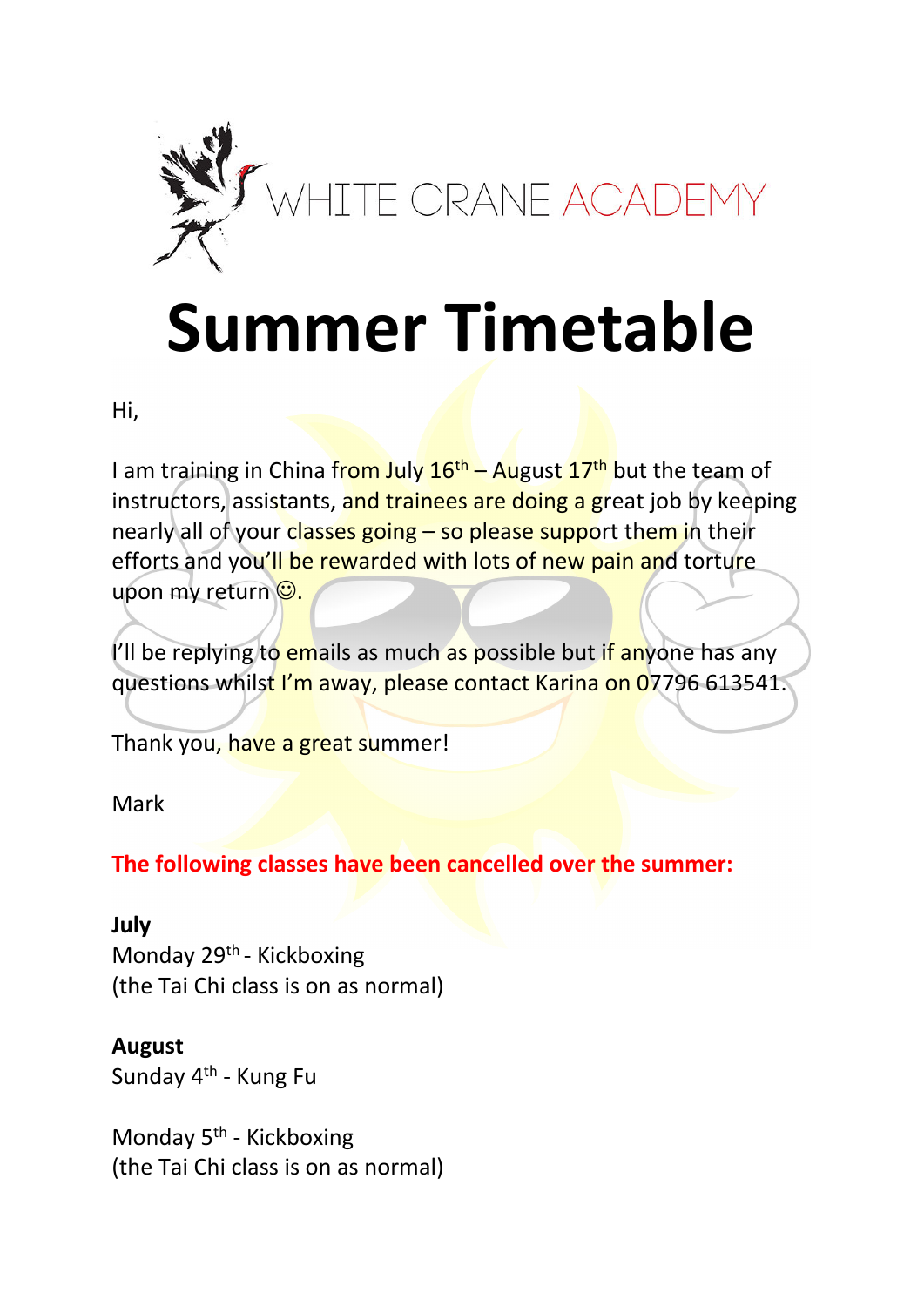WHITE CRANE ACADEMY

# Summer Timetable

Hi,

I am training in China from July 16th – August 17th but the team of instructors, assistants, and trainees are doing a great job by keeping nearly all of your classes going – so please support them in their efforts and you'll be rewarded with lots of new pain and torture upon my return ☺.

I'll be replying to emails as much as possible but if anyone has any questions whilst I'm away, please contact Karina on 07796 613541.

Thank you, have a great summer!

Mark

**The following classes have been cancelled over the summer:**

**July**
Monday 29th - Kickboxing
(the Tai Chi class is on as normal)

**August**
Sunday 4th - Kung Fu

Monday 5th - Kickboxing
(the Tai Chi class is on as normal)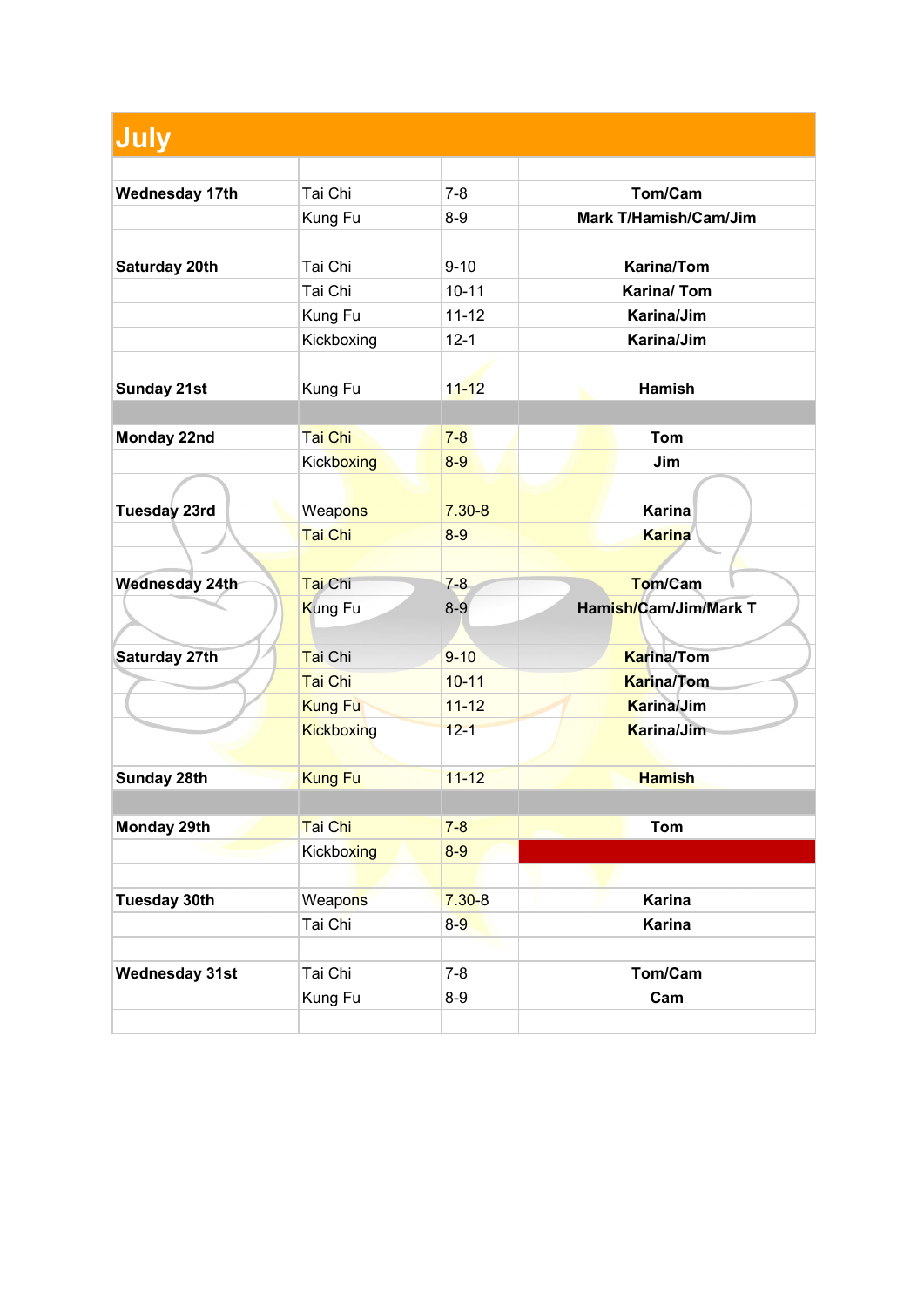## July

| | | | |
|---|---|---|---|
| **Wednesday 17th** | Tai Chi | 7-8 | **Tom/Cam** |
| | Kung Fu | 8-9 | **Mark T/Hamish/Cam/Jim** |
| | | | |
| **Saturday 20th** | Tai Chi | 9-10 | **Karina/Tom** |
| | Tai Chi | 10-11 | **Karina/ Tom** |
| | Kung Fu | 11-12 | **Karina/Jim** |
| | Kickboxing | 12-1 | **Karina/Jim** |
| | | | |
| **Sunday 21st** | Kung Fu | 11-12 | **Hamish** |
| | | | |
| **Monday 22nd** | Tai Chi | 7-8 | **Tom** |
| | Kickboxing | 8-9 | **Jim** |
| | | | |
| **Tuesday 23rd** | Weapons | 7.30-8 | **Karina** |
| | Tai Chi | 8-9 | **Karina** |
| | | | |
| **Wednesday 24th** | Tai Chi | 7-8 | **Tom/Cam** |
| | Kung Fu | 8-9 | **Hamish/Cam/Jim/Mark T** |
| | | | |
| **Saturday 27th** | Tai Chi | 9-10 | **Karina/Tom** |
| | Tai Chi | 10-11 | **Karina/Tom** |
| | Kung Fu | 11-12 | **Karina/Jim** |
| | Kickboxing | 12-1 | **Karina/Jim** |
| | | | |
| **Sunday 28th** | Kung Fu | 11-12 | **Hamish** |
| | | | |
| **Monday 29th** | Tai Chi | 7-8 | **Tom** |
| | Kickboxing | 8-9 | |
| | | | |
| **Tuesday 30th** | Weapons | 7.30-8 | **Karina** |
| | Tai Chi | 8-9 | **Karina** |
| | | | |
| **Wednesday 31st** | Tai Chi | 7-8 | **Tom/Cam** |
| | Kung Fu | 8-9 | **Cam** |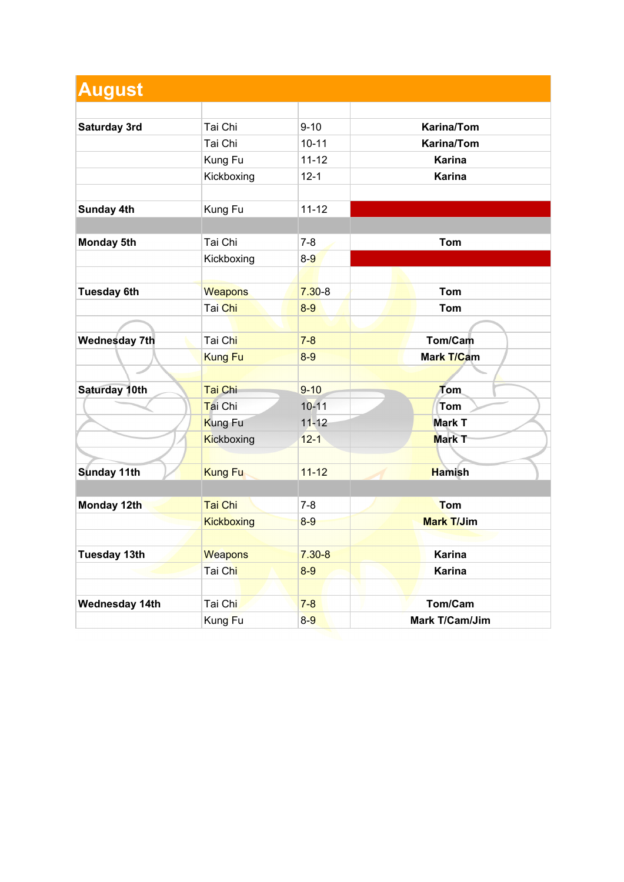# August

| | | | |
|---|---|---|---|
| **Saturday 3rd** | Tai Chi | 9-10 | **Karina/Tom** |
| | Tai Chi | 10-11 | **Karina/Tom** |
| | Kung Fu | 11-12 | **Karina** |
| | Kickboxing | 12-1 | **Karina** |
| | | | |
| **Sunday 4th** | Kung Fu | 11-12 | |
| | | | |
| **Monday 5th** | Tai Chi | 7-8 | **Tom** |
| | Kickboxing | 8-9 | |
| | | | |
| **Tuesday 6th** | Weapons | 7.30-8 | **Tom** |
| | Tai Chi | 8-9 | **Tom** |
| | | | |
| **Wednesday 7th** | Tai Chi | 7-8 | **Tom/Cam** |
| | Kung Fu | 8-9 | **Mark T/Cam** |
| | | | |
| **Saturday 10th** | Tai Chi | 9-10 | **Tom** |
| | Tai Chi | 10-11 | **Tom** |
| | Kung Fu | 11-12 | **Mark T** |
| | Kickboxing | 12-1 | **Mark T** |
| | | | |
| **Sunday 11th** | Kung Fu | 11-12 | **Hamish** |
| | | | |
| **Monday 12th** | Tai Chi | 7-8 | **Tom** |
| | Kickboxing | 8-9 | **Mark T/Jim** |
| | | | |
| **Tuesday 13th** | Weapons | 7.30-8 | **Karina** |
| | Tai Chi | 8-9 | **Karina** |
| | | | |
| **Wednesday 14th** | Tai Chi | 7-8 | **Tom/Cam** |
| | Kung Fu | 8-9 | **Mark T/Cam/Jim** |